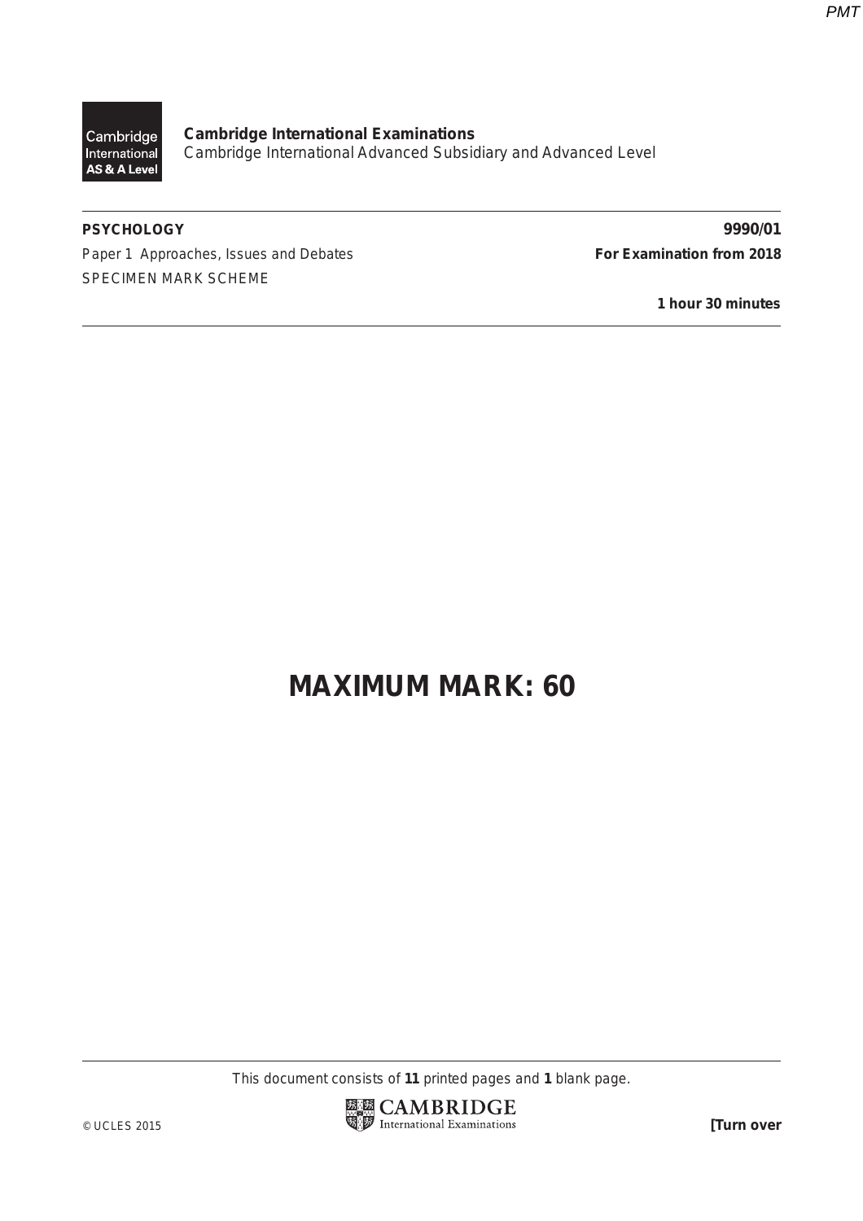**Cambridge International Examinations**
Cambridge International Advanced Subsidiary and Advanced Level

**PSYCHOLOGY** **9990/01**

Paper 1 Approaches, Issues and Debates **For Examination from 2018**

SPECIMEN MARK SCHEME

**1 hour 30 minutes**

# MAXIMUM MARK: 60

This document consists of **11** printed pages and **1** blank page.

© UCLES 2015

**[Turn over**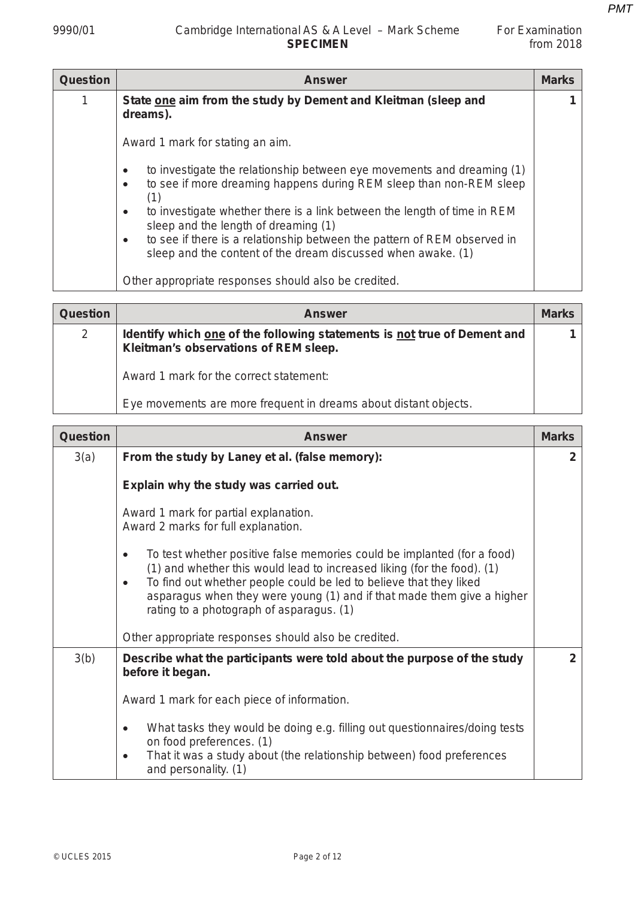| Question | Answer | Marks |
|---|---|---|
| 1 | **State one aim from the study by Dement and Kleitman (sleep and dreams).**<br><br>Award 1 mark for stating an aim.<br><br>• to investigate the relationship between eye movements and dreaming (1)<br>• to see if more dreaming happens during REM sleep than non-REM sleep (1)<br>• to investigate whether there is a link between the length of time in REM sleep and the length of dreaming (1)<br>• to see if there is a relationship between the pattern of REM observed in sleep and the content of the dream discussed when awake. (1)<br><br>Other appropriate responses should also be credited. | 1 |

| Question | Answer | Marks |
|---|---|---|
| 2 | **Identify which one of the following statements is not true of Dement and Kleitman's observations of REM sleep.**<br><br>Award 1 mark for the correct statement:<br><br>Eye movements are more frequent in dreams about distant objects. | 1 |

| Question | Answer | Marks |
|---|---|---|
| 3(a) | **From the study by Laney et al. (false memory):**<br><br>**Explain why the study was carried out.**<br><br>Award 1 mark for partial explanation.<br>Award 2 marks for full explanation.<br><br>• To test whether positive false memories could be implanted (for a food) (1) and whether this would lead to increased liking (for the food). (1)<br>• To find out whether people could be led to believe that they liked asparagus when they were young (1) and if that made them give a higher rating to a photograph of asparagus. (1)<br><br>Other appropriate responses should also be credited. | 2 |
| 3(b) | **Describe what the participants were told about the purpose of the study before it began.**<br><br>Award 1 mark for each piece of information.<br><br>• What tasks they would be doing e.g. filling out questionnaires/doing tests on food preferences. (1)<br>• That it was a study about (the relationship between) food preferences and personality. (1) | 2 |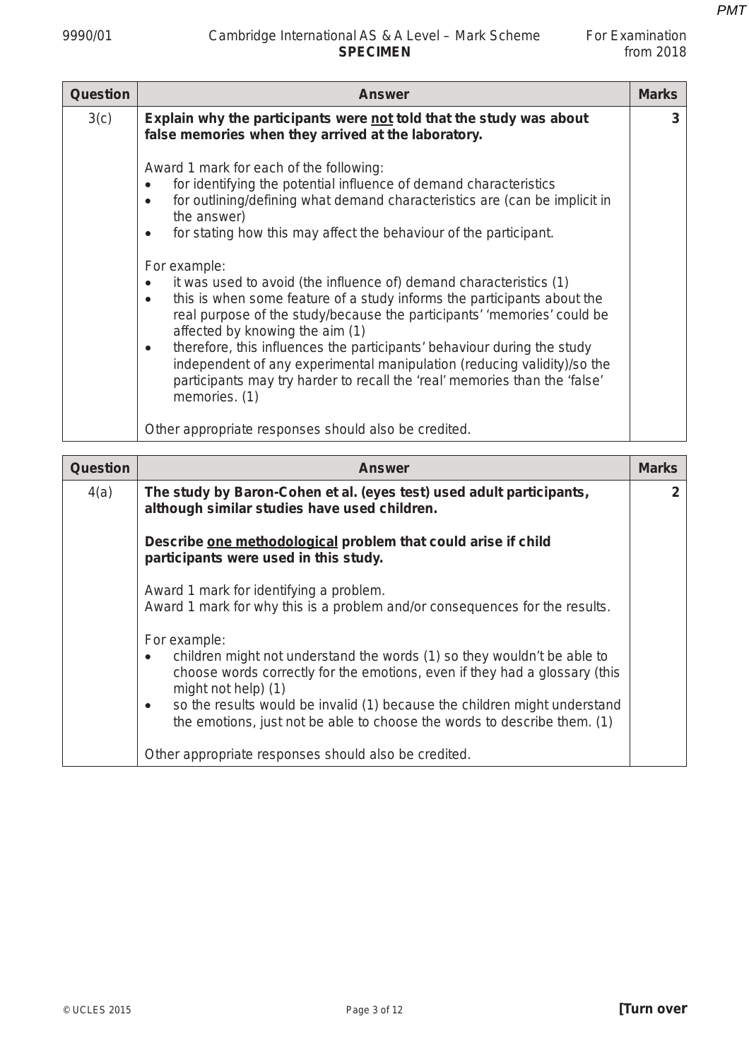| Question | Answer | Marks |
|---|---|---|
| 3(c) | **Explain why the participants were <u>not</u> told that the study was about false memories when they arrived at the laboratory.**<br><br>Award 1 mark for each of the following:<br>• for identifying the potential influence of demand characteristics<br>• for outlining/defining what demand characteristics are (can be implicit in the answer)<br>• for stating how this may affect the behaviour of the participant.<br><br>For example:<br>• it was used to avoid (the influence of) demand characteristics (1)<br>• this is when some feature of a study informs the participants about the real purpose of the study/because the participants' 'memories' could be affected by knowing the aim (1)<br>• therefore, this influences the participants' behaviour during the study independent of any experimental manipulation (reducing validity)/so the participants may try harder to recall the 'real' memories than the 'false' memories. (1)<br><br>Other appropriate responses should also be credited. | 3 |

| Question | Answer | Marks |
|---|---|---|
| 4(a) | **The study by Baron-Cohen et al. (eyes test) used adult participants, although similar studies have used children.**<br><br>**Describe <u>one methodological</u> problem that could arise if child participants were used in this study.**<br><br>Award 1 mark for identifying a problem.<br>Award 1 mark for why this is a problem and/or consequences for the results.<br><br>For example:<br>• children might not understand the words (1) so they wouldn't be able to choose words correctly for the emotions, even if they had a glossary (this might not help) (1)<br>• so the results would be invalid (1) because the children might understand the emotions, just not be able to choose the words to describe them. (1)<br><br>Other appropriate responses should also be credited. | 2 |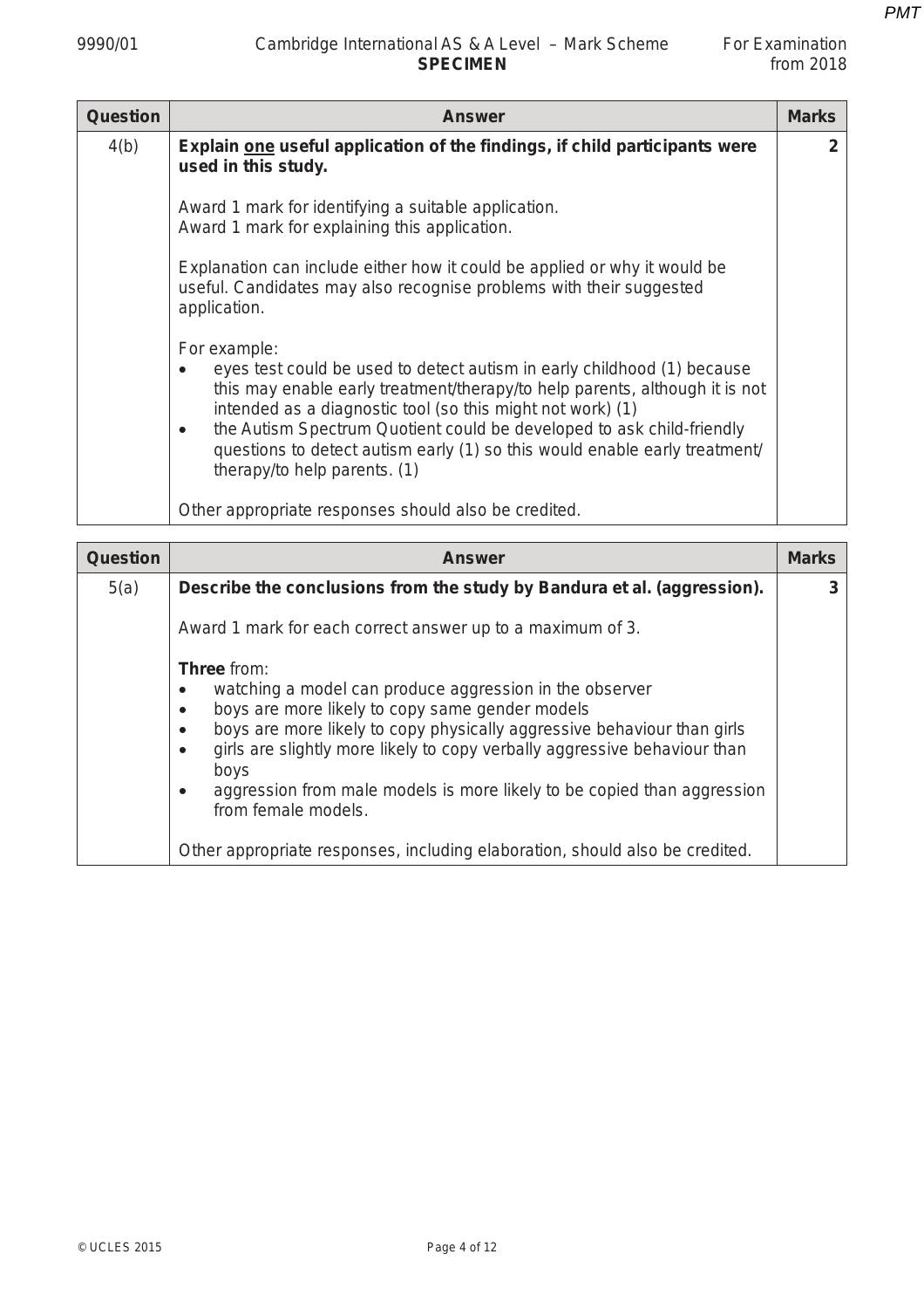| Question | Answer | Marks |
|---|---|---|
| 4(b) | **Explain <u>one</u> useful application of the findings, if child participants were used in this study.**<br><br>Award 1 mark for identifying a suitable application.<br>Award 1 mark for explaining this application.<br><br>Explanation can include either how it could be applied or why it would be useful. Candidates may also recognise problems with their suggested application.<br><br>For example:<br>• eyes test could be used to detect autism in early childhood (1) because this may enable early treatment/therapy/to help parents, although it is not intended as a diagnostic tool (so this might not work) (1)<br>• the Autism Spectrum Quotient could be developed to ask child-friendly questions to detect autism early (1) so this would enable early treatment/ therapy/to help parents. (1)<br><br>Other appropriate responses should also be credited. | 2 |

| Question | Answer | Marks |
|---|---|---|
| 5(a) | **Describe the conclusions from the study by Bandura et al. (aggression).**<br><br>Award 1 mark for each correct answer up to a maximum of 3.<br><br>**Three** from:<br>• watching a model can produce aggression in the observer<br>• boys are more likely to copy same gender models<br>• boys are more likely to copy physically aggressive behaviour than girls<br>• girls are slightly more likely to copy verbally aggressive behaviour than boys<br>• aggression from male models is more likely to be copied than aggression from female models.<br><br>Other appropriate responses, including elaboration, should also be credited. | 3 |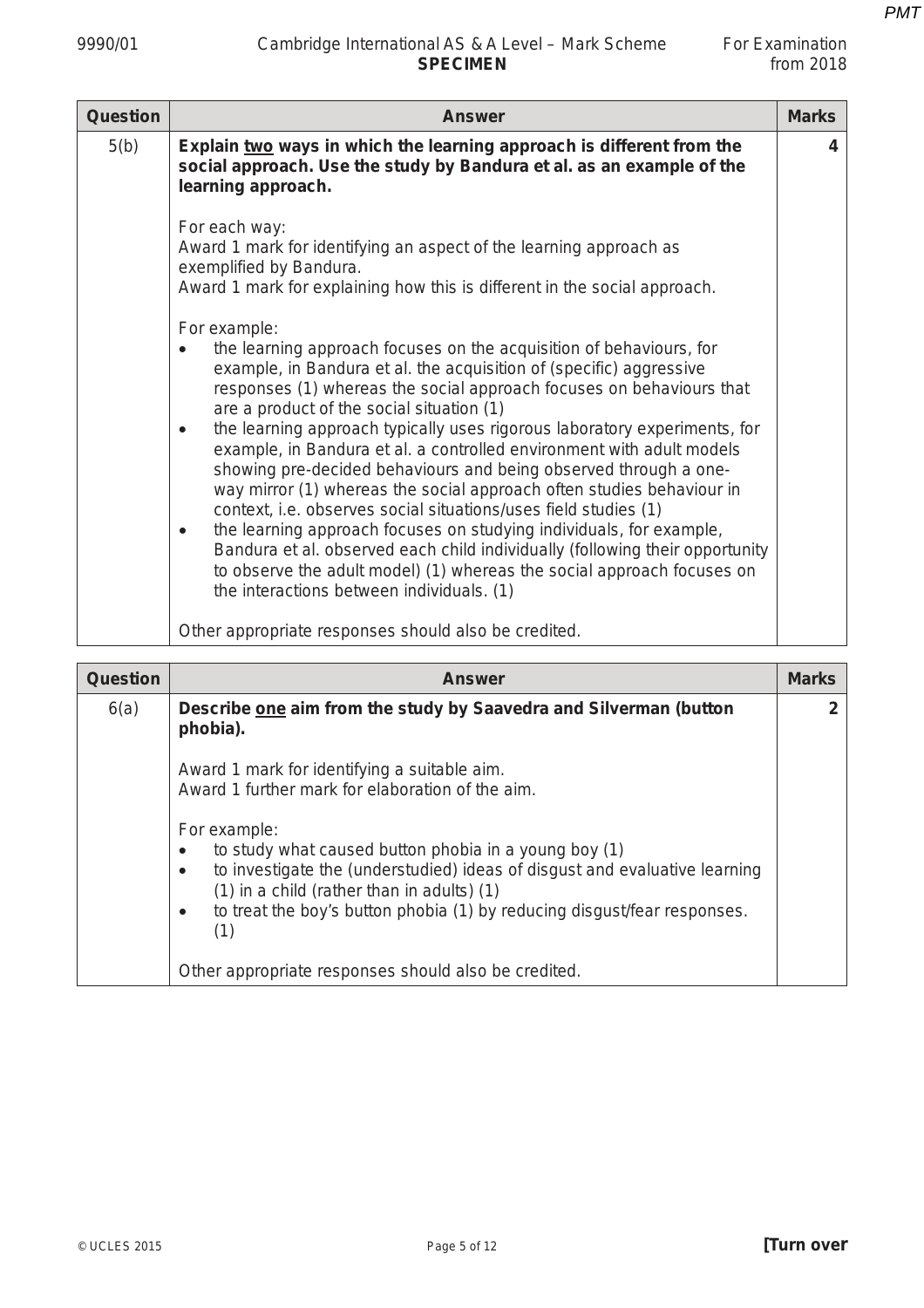| Question | Answer | Marks |
|---|---|---|
| 5(b) | **Explain <u>two</u> ways in which the learning approach is different from the social approach. Use the study by Bandura et al. as an example of the learning approach.**<br><br>For each way:<br>Award 1 mark for identifying an aspect of the learning approach as exemplified by Bandura.<br>Award 1 mark for explaining how this is different in the social approach.<br><br>For example:<br>• the learning approach focuses on the acquisition of behaviours, for example, in Bandura et al. the acquisition of (specific) aggressive responses (1) whereas the social approach focuses on behaviours that are a product of the social situation (1)<br>• the learning approach typically uses rigorous laboratory experiments, for example, in Bandura et al. a controlled environment with adult models showing pre-decided behaviours and being observed through a one-way mirror (1) whereas the social approach often studies behaviour in context, i.e. observes social situations/uses field studies (1)<br>• the learning approach focuses on studying individuals, for example, Bandura et al. observed each child individually (following their opportunity to observe the adult model) (1) whereas the social approach focuses on the interactions between individuals. (1)<br><br>Other appropriate responses should also be credited. | 4 |

| Question | Answer | Marks |
|---|---|---|
| 6(a) | **Describe <u>one</u> aim from the study by Saavedra and Silverman (button phobia).**<br><br>Award 1 mark for identifying a suitable aim.<br>Award 1 further mark for elaboration of the aim.<br><br>For example:<br>• to study what caused button phobia in a young boy (1)<br>• to investigate the (understudied) ideas of disgust and evaluative learning (1) in a child (rather than in adults) (1)<br>• to treat the boy's button phobia (1) by reducing disgust/fear responses. (1)<br><br>Other appropriate responses should also be credited. | 2 |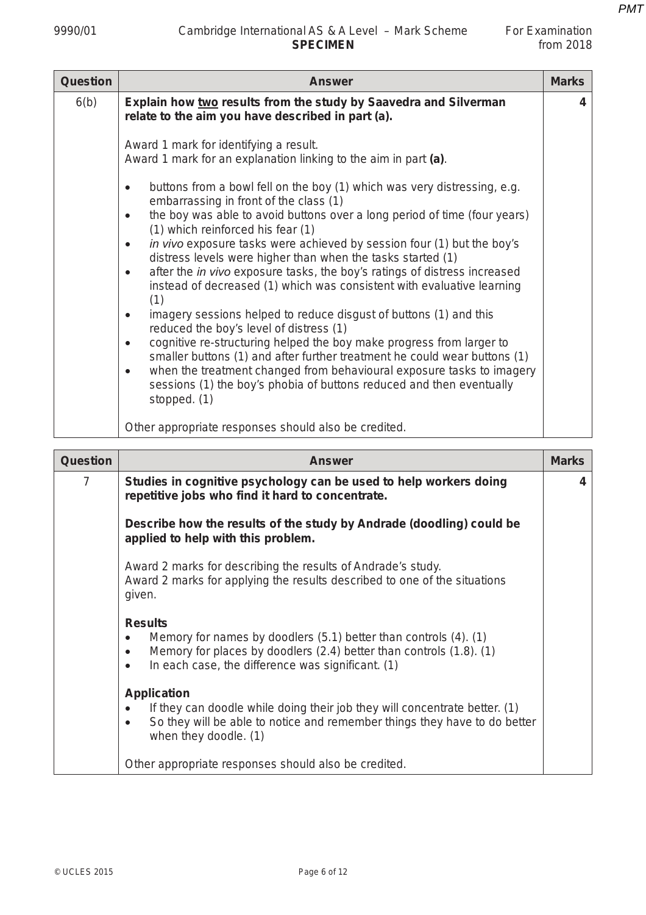| Question | Answer | Marks |
|---|---|---|
| 6(b) | **Explain how two results from the study by Saavedra and Silverman relate to the aim you have described in part (a).**<br><br>Award 1 mark for identifying a result.<br>Award 1 mark for an explanation linking to the aim in part **(a)**.<br><br>• buttons from a bowl fell on the boy (1) which was very distressing, e.g. embarrassing in front of the class (1)<br>• the boy was able to avoid buttons over a long period of time (four years) (1) which reinforced his fear (1)<br>• *in vivo* exposure tasks were achieved by session four (1) but the boy's distress levels were higher than when the tasks started (1)<br>• after the *in vivo* exposure tasks, the boy's ratings of distress increased instead of decreased (1) which was consistent with evaluative learning (1)<br>• imagery sessions helped to reduce disgust of buttons (1) and this reduced the boy's level of distress (1)<br>• cognitive re-structuring helped the boy make progress from larger to smaller buttons (1) and after further treatment he could wear buttons (1)<br>• when the treatment changed from behavioural exposure tasks to imagery sessions (1) the boy's phobia of buttons reduced and then eventually stopped. (1)<br><br>Other appropriate responses should also be credited. | 4 |

| Question | Answer | Marks |
|---|---|---|
| 7 | **Studies in cognitive psychology can be used to help workers doing repetitive jobs who find it hard to concentrate.**<br><br>**Describe how the results of the study by Andrade (doodling) could be applied to help with this problem.**<br><br>Award 2 marks for describing the results of Andrade's study.<br>Award 2 marks for applying the results described to one of the situations given.<br><br>**Results**<br>• Memory for names by doodlers (5.1) better than controls (4). (1)<br>• Memory for places by doodlers (2.4) better than controls (1.8). (1)<br>• In each case, the difference was significant. (1)<br><br>**Application**<br>• If they can doodle while doing their job they will concentrate better. (1)<br>• So they will be able to notice and remember things they have to do better when they doodle. (1)<br><br>Other appropriate responses should also be credited. | 4 |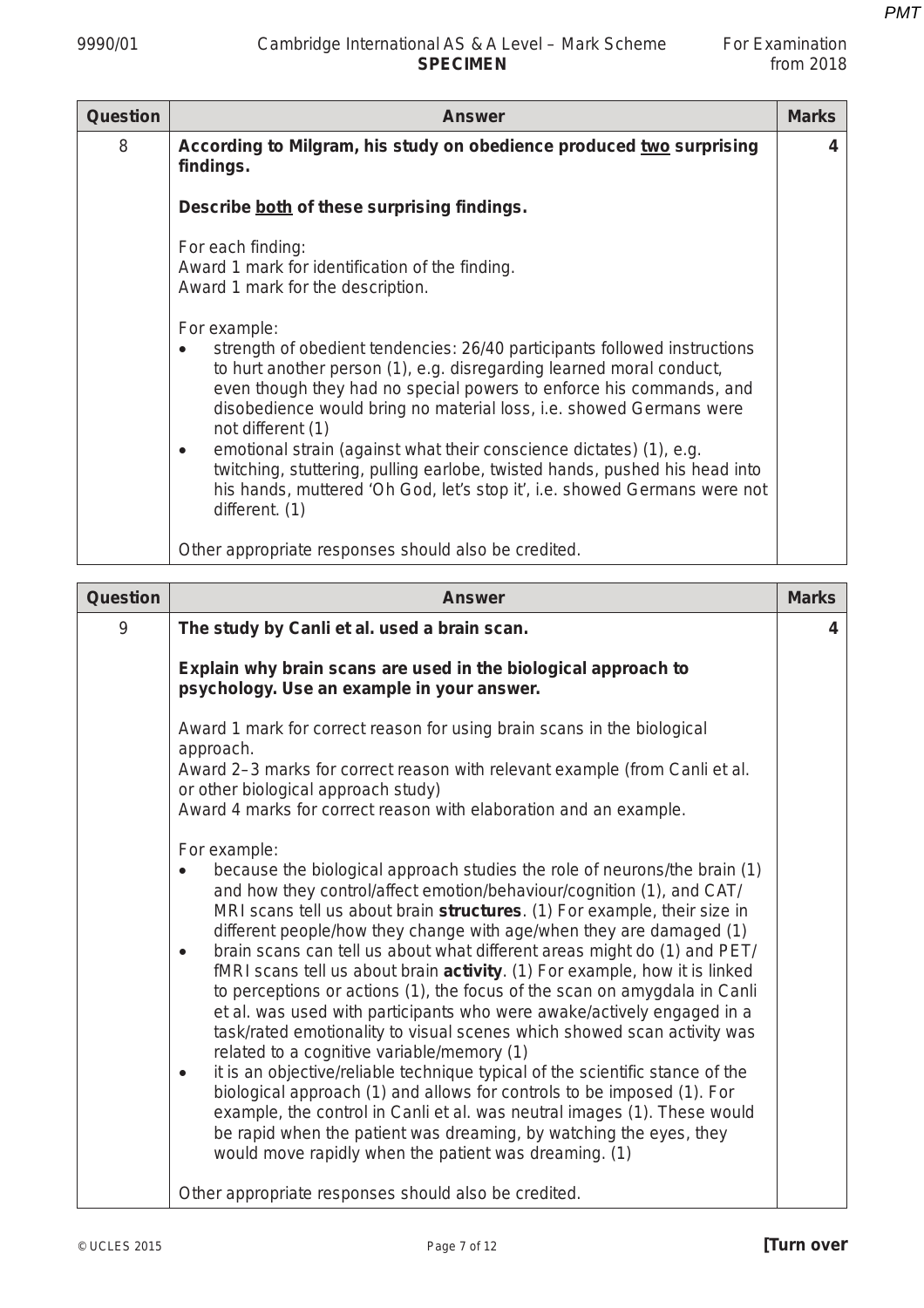| Question | Answer | Marks |
|---|---|---|
| 8 | **According to Milgram, his study on obedience produced <u>two</u> surprising findings.**<br><br>**Describe <u>both</u> of these surprising findings.**<br><br>For each finding:<br>Award 1 mark for identification of the finding.<br>Award 1 mark for the description.<br><br>For example:<br>• strength of obedient tendencies: 26/40 participants followed instructions to hurt another person (1), e.g. disregarding learned moral conduct, even though they had no special powers to enforce his commands, and disobedience would bring no material loss, i.e. showed Germans were not different (1)<br>• emotional strain (against what their conscience dictates) (1), e.g. twitching, stuttering, pulling earlobe, twisted hands, pushed his head into his hands, muttered 'Oh God, let's stop it', i.e. showed Germans were not different. (1)<br><br>Other appropriate responses should also be credited. | 4 |

| Question | Answer | Marks |
|---|---|---|
| 9 | **The study by Canli et al. used a brain scan.**<br><br>**Explain why brain scans are used in the biological approach to psychology. Use an example in your answer.**<br><br>Award 1 mark for correct reason for using brain scans in the biological approach.<br>Award 2–3 marks for correct reason with relevant example (from Canli et al. or other biological approach study)<br>Award 4 marks for correct reason with elaboration and an example.<br><br>For example:<br>• because the biological approach studies the role of neurons/the brain (1) and how they control/affect emotion/behaviour/cognition (1), and CAT/MRI scans tell us about brain **structures**. (1) For example, their size in different people/how they change with age/when they are damaged (1)<br>• brain scans can tell us about what different areas might do (1) and PET/fMRI scans tell us about brain **activity**. (1) For example, how it is linked to perceptions or actions (1), the focus of the scan on amygdala in Canli et al. was used with participants who were awake/actively engaged in a task/rated emotionality to visual scenes which showed scan activity was related to a cognitive variable/memory (1)<br>• it is an objective/reliable technique typical of the scientific stance of the biological approach (1) and allows for controls to be imposed (1). For example, the control in Canli et al. was neutral images (1). These would be rapid when the patient was dreaming, by watching the eyes, they would move rapidly when the patient was dreaming. (1)<br><br>Other appropriate responses should also be credited. | 4 |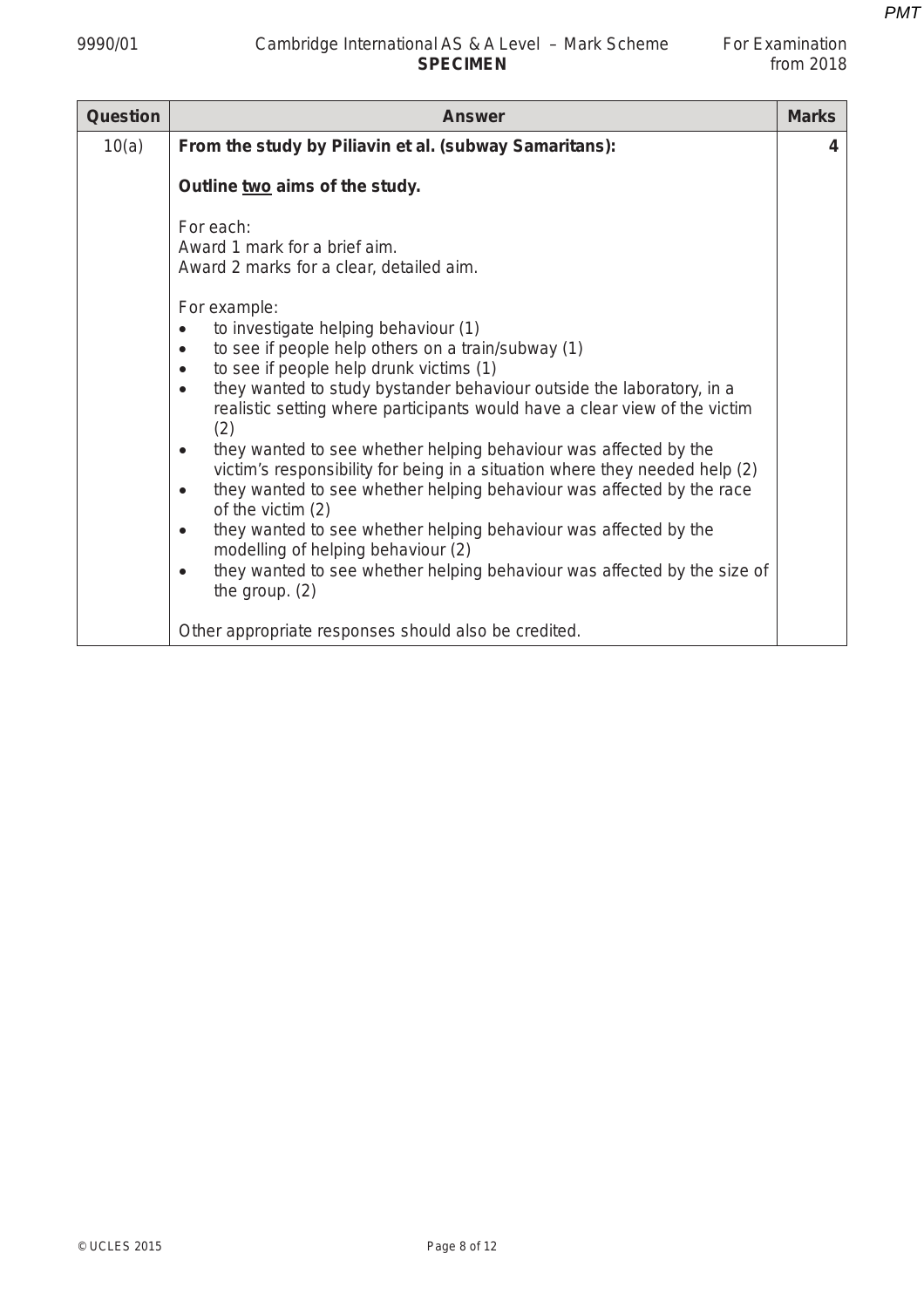| Question | Answer | Marks |
|---|---|---|
| 10(a) | **From the study by Piliavin et al. (subway Samaritans):**<br><br>**Outline two aims of the study.**<br><br>For each:<br>Award 1 mark for a brief aim.<br>Award 2 marks for a clear, detailed aim.<br><br>For example:<br>• to investigate helping behaviour (1)<br>• to see if people help others on a train/subway (1)<br>• to see if people help drunk victims (1)<br>• they wanted to study bystander behaviour outside the laboratory, in a realistic setting where participants would have a clear view of the victim (2)<br>• they wanted to see whether helping behaviour was affected by the victim's responsibility for being in a situation where they needed help (2)<br>• they wanted to see whether helping behaviour was affected by the race of the victim (2)<br>• they wanted to see whether helping behaviour was affected by the modelling of helping behaviour (2)<br>• they wanted to see whether helping behaviour was affected by the size of the group. (2)<br><br>Other appropriate responses should also be credited. | 4 |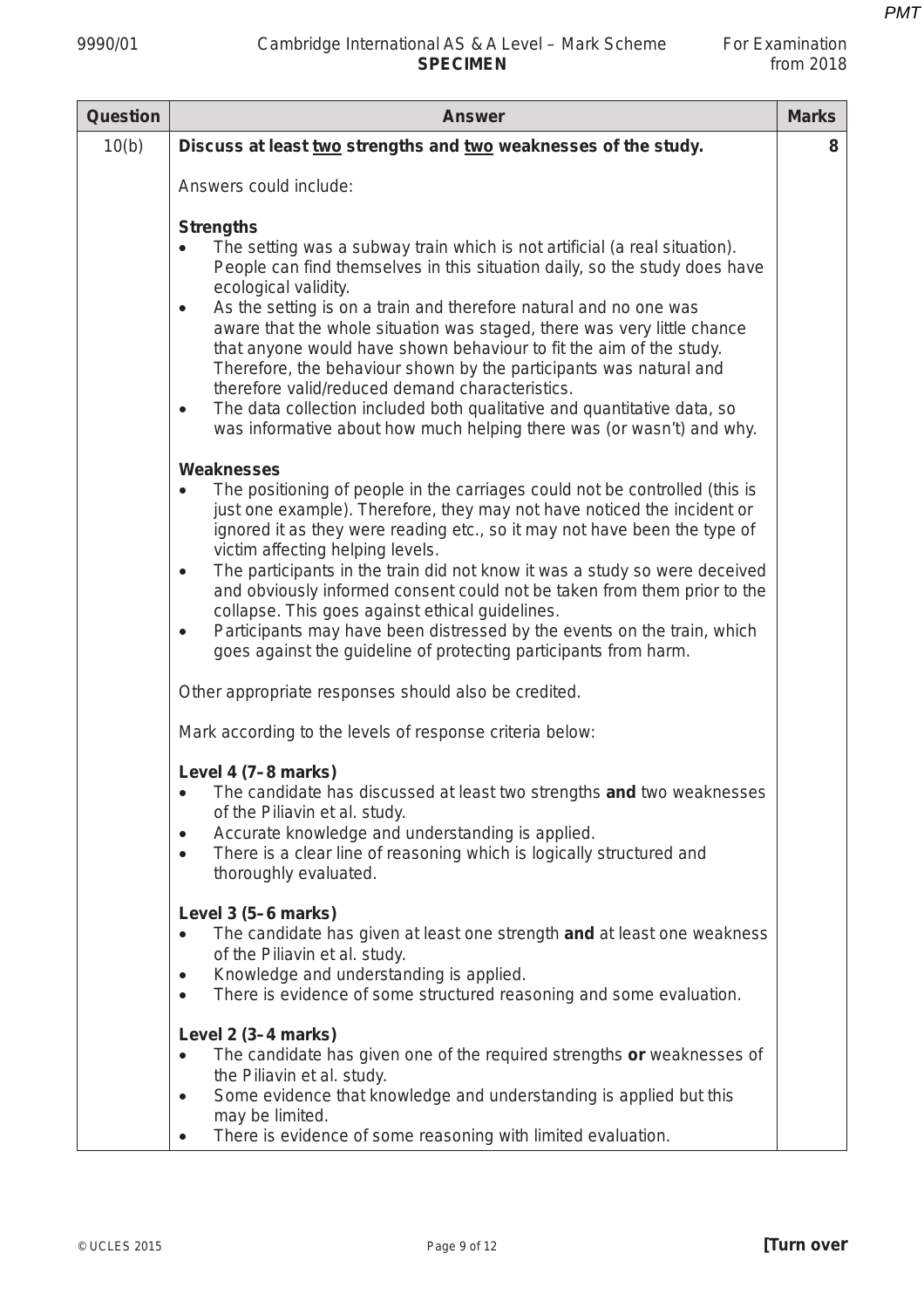| Question | Answer | Marks |
|---|---|---|
| 10(b) | **Discuss at least two strengths and two weaknesses of the study.**<br><br>Answers could include:<br><br>**Strengths**<br>• The setting was a subway train which is not artificial (a real situation). People can find themselves in this situation daily, so the study does have ecological validity.<br>• As the setting is on a train and therefore natural and no one was aware that the whole situation was staged, there was very little chance that anyone would have shown behaviour to fit the aim of the study. Therefore, the behaviour shown by the participants was natural and therefore valid/reduced demand characteristics.<br>• The data collection included both qualitative and quantitative data, so was informative about how much helping there was (or wasn't) and why.<br><br>**Weaknesses**<br>• The positioning of people in the carriages could not be controlled (this is just one example). Therefore, they may not have noticed the incident or ignored it as they were reading etc., so it may not have been the type of victim affecting helping levels.<br>• The participants in the train did not know it was a study so were deceived and obviously informed consent could not be taken from them prior to the collapse. This goes against ethical guidelines.<br>• Participants may have been distressed by the events on the train, which goes against the guideline of protecting participants from harm.<br><br>Other appropriate responses should also be credited.<br><br>Mark according to the levels of response criteria below:<br><br>**Level 4 (7–8 marks)**<br>• The candidate has discussed at least two strengths **and** two weaknesses of the Piliavin et al. study.<br>• Accurate knowledge and understanding is applied.<br>• There is a clear line of reasoning which is logically structured and thoroughly evaluated.<br><br>**Level 3 (5–6 marks)**<br>• The candidate has given at least one strength **and** at least one weakness of the Piliavin et al. study.<br>• Knowledge and understanding is applied.<br>• There is evidence of some structured reasoning and some evaluation.<br><br>**Level 2 (3–4 marks)**<br>• The candidate has given one of the required strengths **or** weaknesses of the Piliavin et al. study.<br>• Some evidence that knowledge and understanding is applied but this may be limited.<br>• There is evidence of some reasoning with limited evaluation. | 8 |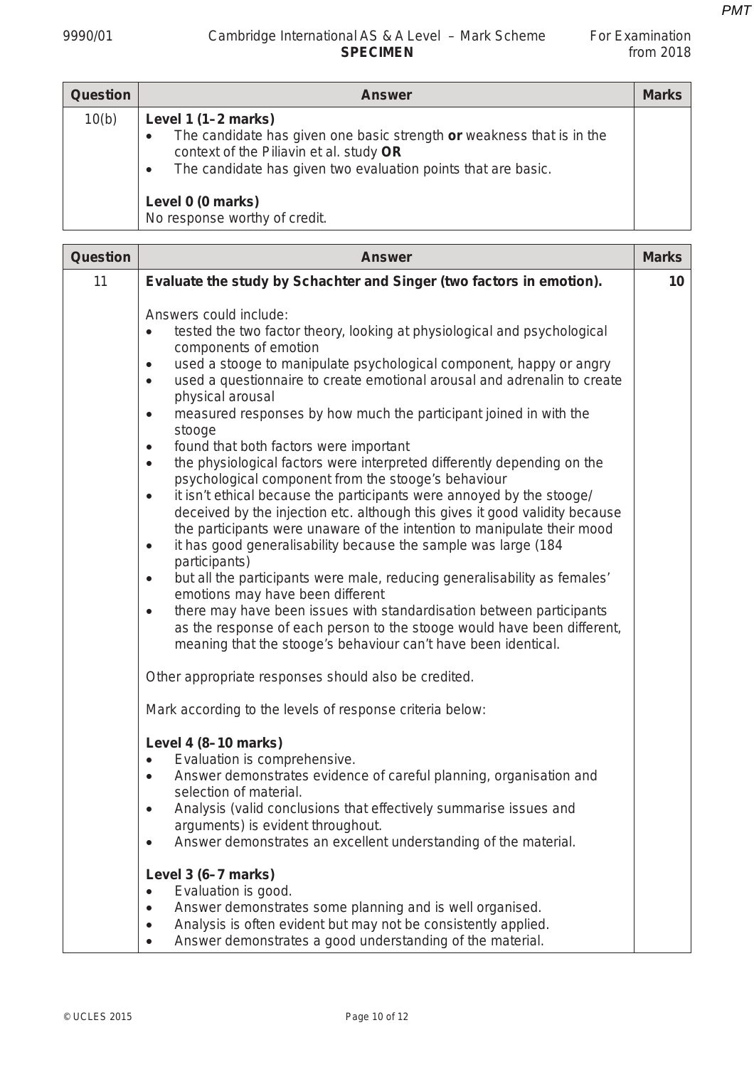| Question | Answer | Marks |
|---|---|---|
| 10(b) | **Level 1 (1–2 marks)**<br>• The candidate has given one basic strength **or** weakness that is in the context of the Piliavin et al. study **OR**<br>• The candidate has given two evaluation points that are basic.<br><br>**Level 0 (0 marks)**<br>No response worthy of credit. | |

| Question | Answer | Marks |
|---|---|---|
| 11 | **Evaluate the study by Schachter and Singer (two factors in emotion).**<br><br>Answers could include:<br>• tested the two factor theory, looking at physiological and psychological components of emotion<br>• used a stooge to manipulate psychological component, happy or angry<br>• used a questionnaire to create emotional arousal and adrenalin to create physical arousal<br>• measured responses by how much the participant joined in with the stooge<br>• found that both factors were important<br>• the physiological factors were interpreted differently depending on the psychological component from the stooge's behaviour<br>• it isn't ethical because the participants were annoyed by the stooge/ deceived by the injection etc. although this gives it good validity because the participants were unaware of the intention to manipulate their mood<br>• it has good generalisability because the sample was large (184 participants)<br>• but all the participants were male, reducing generalisability as females' emotions may have been different<br>• there may have been issues with standardisation between participants as the response of each person to the stooge would have been different, meaning that the stooge's behaviour can't have been identical.<br><br>Other appropriate responses should also be credited.<br><br>Mark according to the levels of response criteria below:<br><br>**Level 4 (8–10 marks)**<br>• Evaluation is comprehensive.<br>• Answer demonstrates evidence of careful planning, organisation and selection of material.<br>• Analysis (valid conclusions that effectively summarise issues and arguments) is evident throughout.<br>• Answer demonstrates an excellent understanding of the material.<br><br>**Level 3 (6–7 marks)**<br>• Evaluation is good.<br>• Answer demonstrates some planning and is well organised.<br>• Analysis is often evident but may not be consistently applied.<br>• Answer demonstrates a good understanding of the material. | **10** |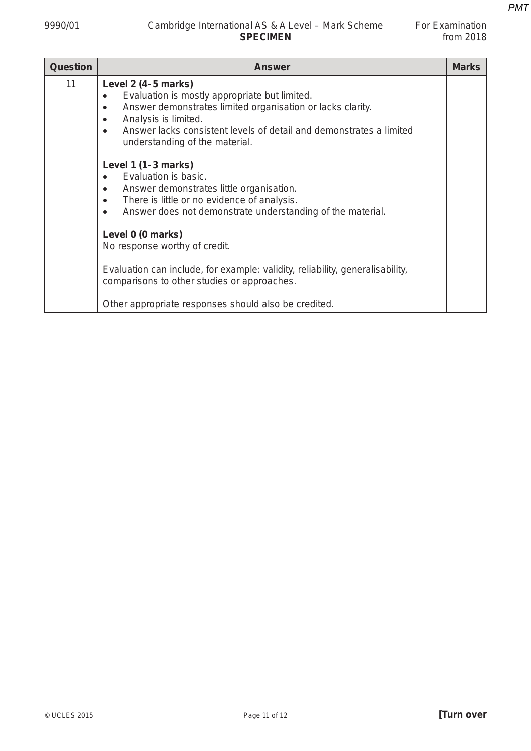| Question | Answer | Marks |
|---|---|---|
| 11 | **Level 2 (4–5 marks)**<br>• Evaluation is mostly appropriate but limited.<br>• Answer demonstrates limited organisation or lacks clarity.<br>• Analysis is limited.<br>• Answer lacks consistent levels of detail and demonstrates a limited understanding of the material.<br><br>**Level 1 (1–3 marks)**<br>• Evaluation is basic.<br>• Answer demonstrates little organisation.<br>• There is little or no evidence of analysis.<br>• Answer does not demonstrate understanding of the material.<br><br>**Level 0 (0 marks)**<br>No response worthy of credit.<br><br>Evaluation can include, for example: validity, reliability, generalisability, comparisons to other studies or approaches.<br><br>Other appropriate responses should also be credited. | |